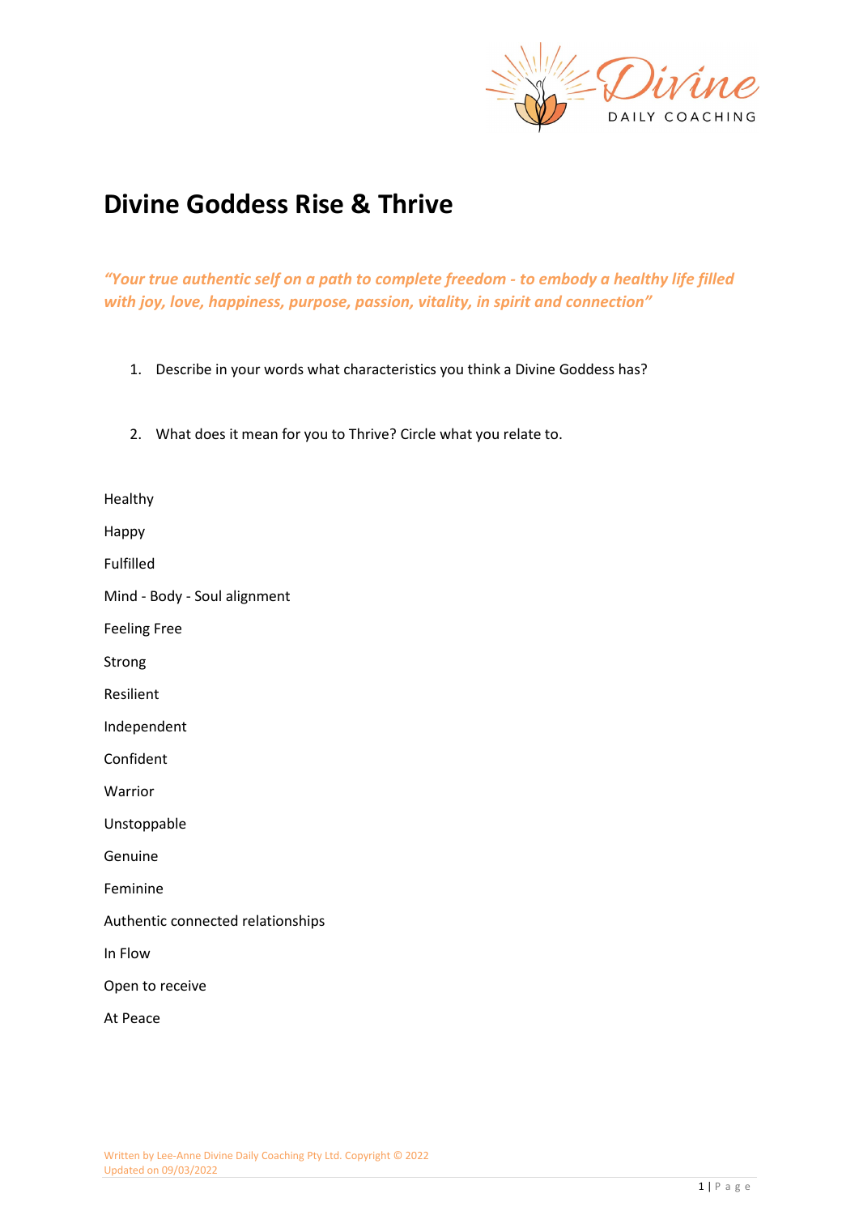# Divine Goddess Rise & Thrive

*"Your true authentic self on a path to complete freedom - to embody a healthy life filled with joy, love, happiness, purpose, passion, vitality, in spirit and connection"*

1. Describe in your words what characteristics you think a Divine Goddess has?

2. What does it mean for you to Thrive? Circle what you relate to.

Healthy

Happy

Fulfilled

Mind - Body - Soul alignment

Feeling Free

Strong

Resilient

Independent

Confident

Warrior

Unstoppable

Genuine

Feminine

Authentic connected relationships

In Flow

Open to receive

At Peace

Written by Lee-Anne Divine Daily Coaching Pty Ltd. Copyright © 2022
Updated on 09/03/2022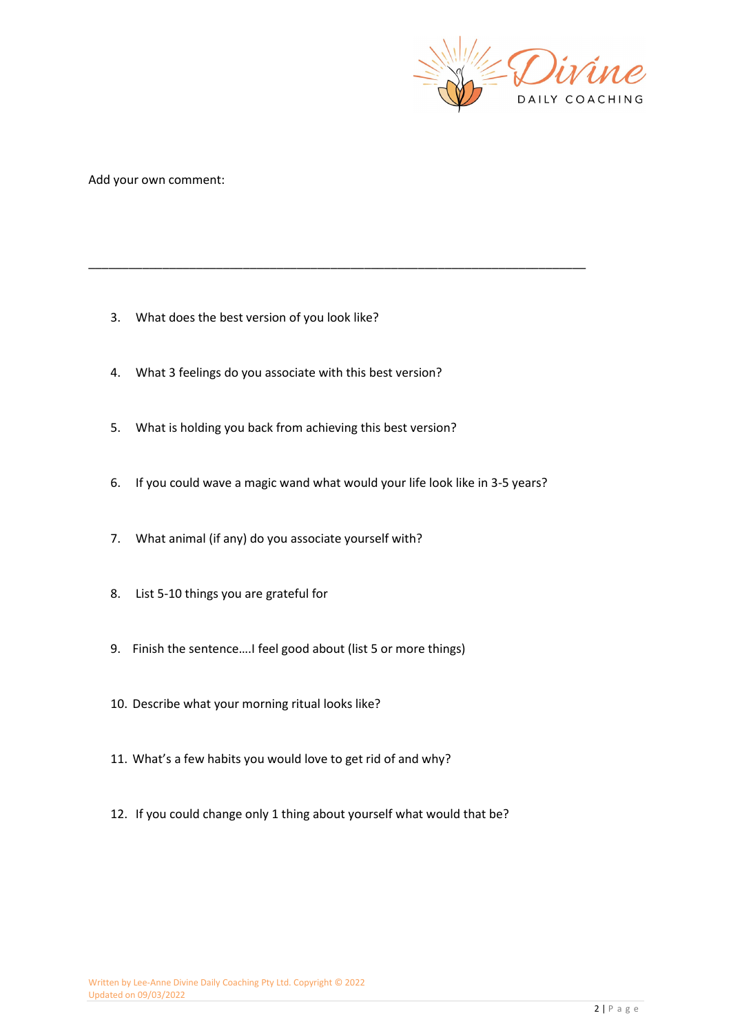Add your own comment:

\_\_\_\_\_\_\_\_\_\_\_\_\_\_\_\_\_\_\_\_\_\_\_\_\_\_\_\_\_\_\_\_\_\_\_\_\_\_\_\_\_\_\_\_\_\_\_\_\_\_\_\_\_\_\_\_\_\_\_\_\_\_\_\_\_\_\_\_\_\_\_\_\_\_\_\_

3. What does the best version of you look like?

4. What 3 feelings do you associate with this best version?

5. What is holding you back from achieving this best version?

6. If you could wave a magic wand what would your life look like in 3-5 years?

7. What animal (if any) do you associate yourself with?

8. List 5-10 things you are grateful for

9. Finish the sentence….I feel good about (list 5 or more things)

10. Describe what your morning ritual looks like?

11. What's a few habits you would love to get rid of and why?

12. If you could change only 1 thing about yourself what would that be?

Written by Lee-Anne Divine Daily Coaching Pty Ltd. Copyright © 2022
Updated on 09/03/2022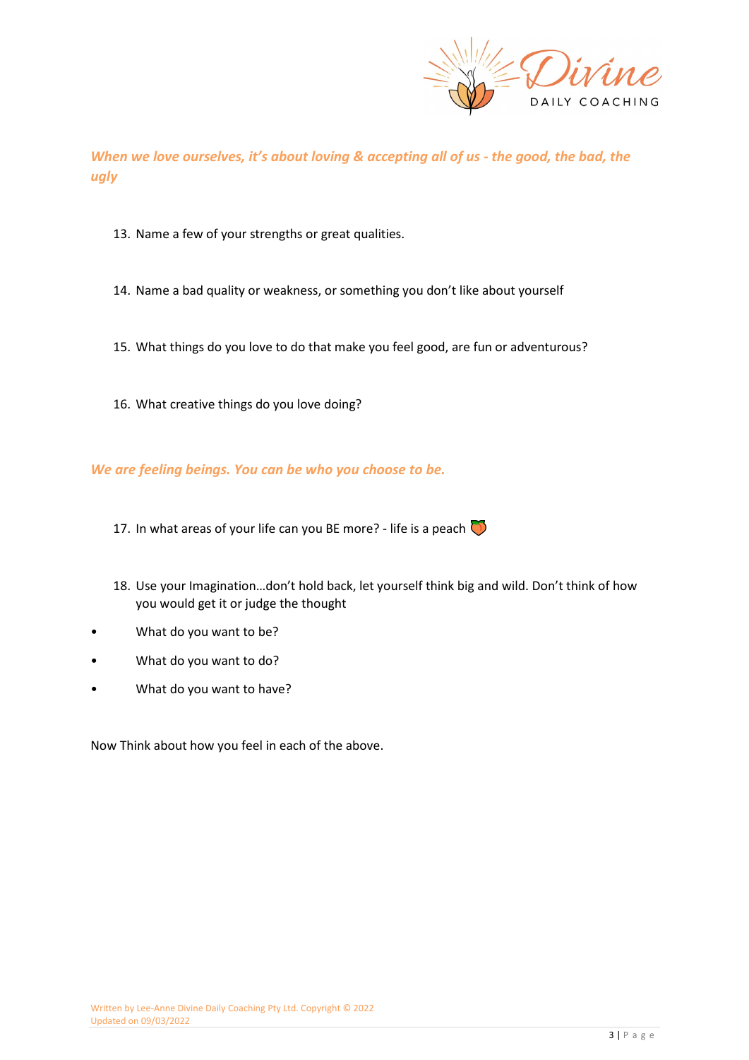*When we love ourselves, it's about loving & accepting all of us - the good, the bad, the ugly*

13. Name a few of your strengths or great qualities.

14. Name a bad quality or weakness, or something you don't like about yourself

15. What things do you love to do that make you feel good, are fun or adventurous?

16. What creative things do you love doing?

*We are feeling beings. You can be who you choose to be.*

17. In what areas of your life can you BE more? - life is a peach 🍑

18. Use your Imagination…don't hold back, let yourself think big and wild. Don't think of how you would get it or judge the thought

- What do you want to be?
- What do you want to do?
- What do you want to have?

Now Think about how you feel in each of the above.

Written by Lee-Anne Divine Daily Coaching Pty Ltd. Copyright © 2022
Updated on 09/03/2022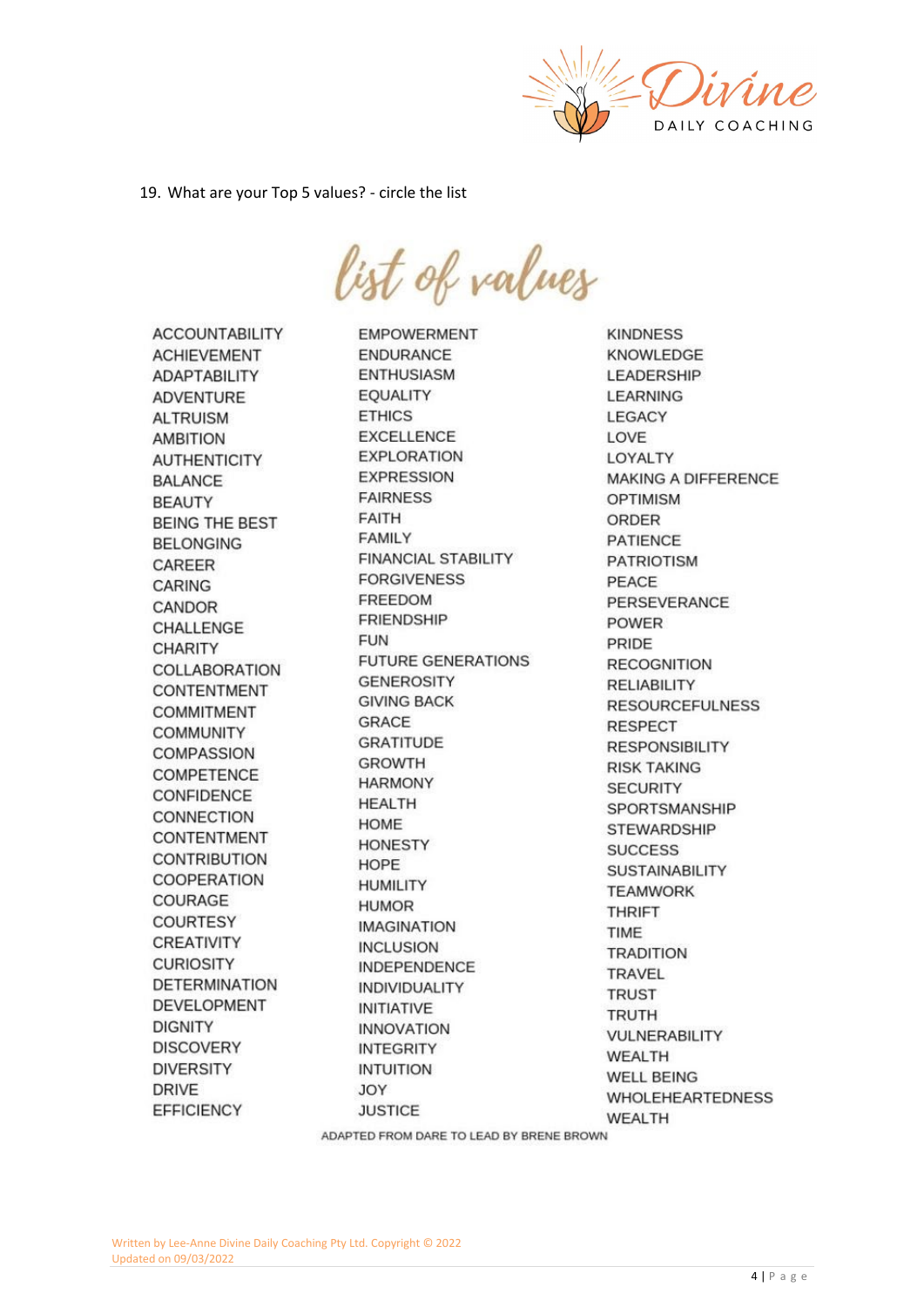19. What are your Top 5 values? - circle the list

## list of values

ACCOUNTABILITY
ACHIEVEMENT
ADAPTABILITY
ADVENTURE
ALTRUISM
AMBITION
AUTHENTICITY
BALANCE
BEAUTY
BEING THE BEST
BELONGING
CAREER
CARING
CANDOR
CHALLENGE
CHARITY
COLLABORATION
CONTENTMENT
COMMITMENT
COMMUNITY
COMPASSION
COMPETENCE
CONFIDENCE
CONNECTION
CONTENTMENT
CONTRIBUTION
COOPERATION
COURAGE
COURTESY
CREATIVITY
CURIOSITY
DETERMINATION
DEVELOPMENT
DIGNITY
DISCOVERY
DIVERSITY
DRIVE
EFFICIENCY

EMPOWERMENT
ENDURANCE
ENTHUSIASM
EQUALITY
ETHICS
EXCELLENCE
EXPLORATION
EXPRESSION
FAIRNESS
FAITH
FAMILY
FINANCIAL STABILITY
FORGIVENESS
FREEDOM
FRIENDSHIP
FUN
FUTURE GENERATIONS
GENEROSITY
GIVING BACK
GRACE
GRATITUDE
GROWTH
HARMONY
HEALTH
HOME
HONESTY
HOPE
HUMILITY
HUMOR
IMAGINATION
INCLUSION
INDEPENDENCE
INDIVIDUALITY
INITIATIVE
INNOVATION
INTEGRITY
INTUITION
JOY
JUSTICE

KINDNESS
KNOWLEDGE
LEADERSHIP
LEARNING
LEGACY
LOVE
LOYALTY
MAKING A DIFFERENCE
OPTIMISM
ORDER
PATIENCE
PATRIOTISM
PEACE
PERSEVERANCE
POWER
PRIDE
RECOGNITION
RELIABILITY
RESOURCEFULNESS
RESPECT
RESPONSIBILITY
RISK TAKING
SECURITY
SPORTSMANSHIP
STEWARDSHIP
SUCCESS
SUSTAINABILITY
TEAMWORK
THRIFT
TIME
TRADITION
TRAVEL
TRUST
TRUTH
VULNERABILITY
WEALTH
WELL BEING
WHOLEHEARTEDNESS
WEALTH

ADAPTED FROM DARE TO LEAD BY BRENE BROWN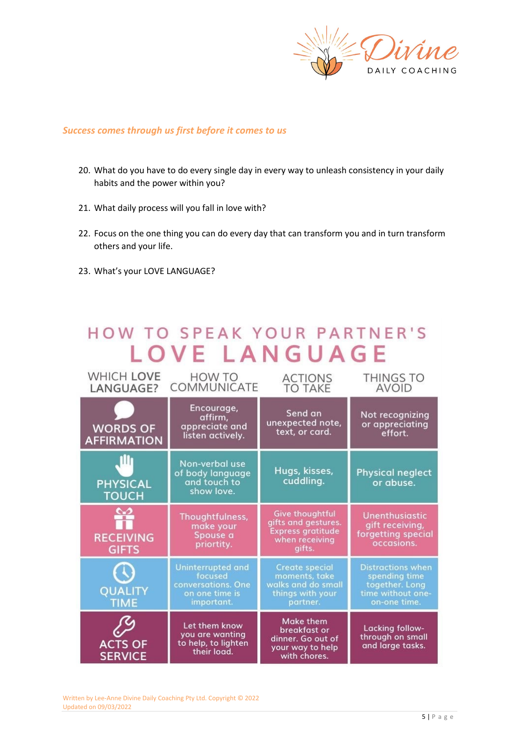*Success comes through us first before it comes to us*

20. What do you have to do every single day in every way to unleash consistency in your daily habits and the power within you?
21. What daily process will you fall in love with?
22. Focus on the one thing you can do every day that can transform you and in turn transform others and your life.
23. What's your LOVE LANGUAGE?

## HOW TO SPEAK YOUR PARTNER'S LOVE LANGUAGE

| WHICH LOVE LANGUAGE? | HOW TO COMMUNICATE | ACTIONS TO TAKE | THINGS TO AVOID |
|---|---|---|---|
| WORDS OF AFFIRMATION | Encourage, affirm, appreciate and listen actively. | Send an unexpected note, text, or card. | Not recognizing or appreciating effort. |
| PHYSICAL TOUCH | Non-verbal use of body language and touch to show love. | Hugs, kisses, cuddling. | Physical neglect or abuse. |
| RECEIVING GIFTS | Thoughtfulness, make your Spouse a priortity. | Give thoughtful gifts and gestures. Express gratitude when receiving gifts. | Unenthusiastic gift receiving, forgetting special occasions. |
| QUALITY TIME | Uninterrupted and focused conversations. One on one time is important. | Create special moments, take walks and do small things with your partner. | Distractions when spending time together. Long time without one-on-one time. |
| ACTS OF SERVICE | Let them know you are wanting to help, to lighten their load. | Make them breakfast or dinner. Go out of your way to help with chores. | Lacking follow-through on small and large tasks. |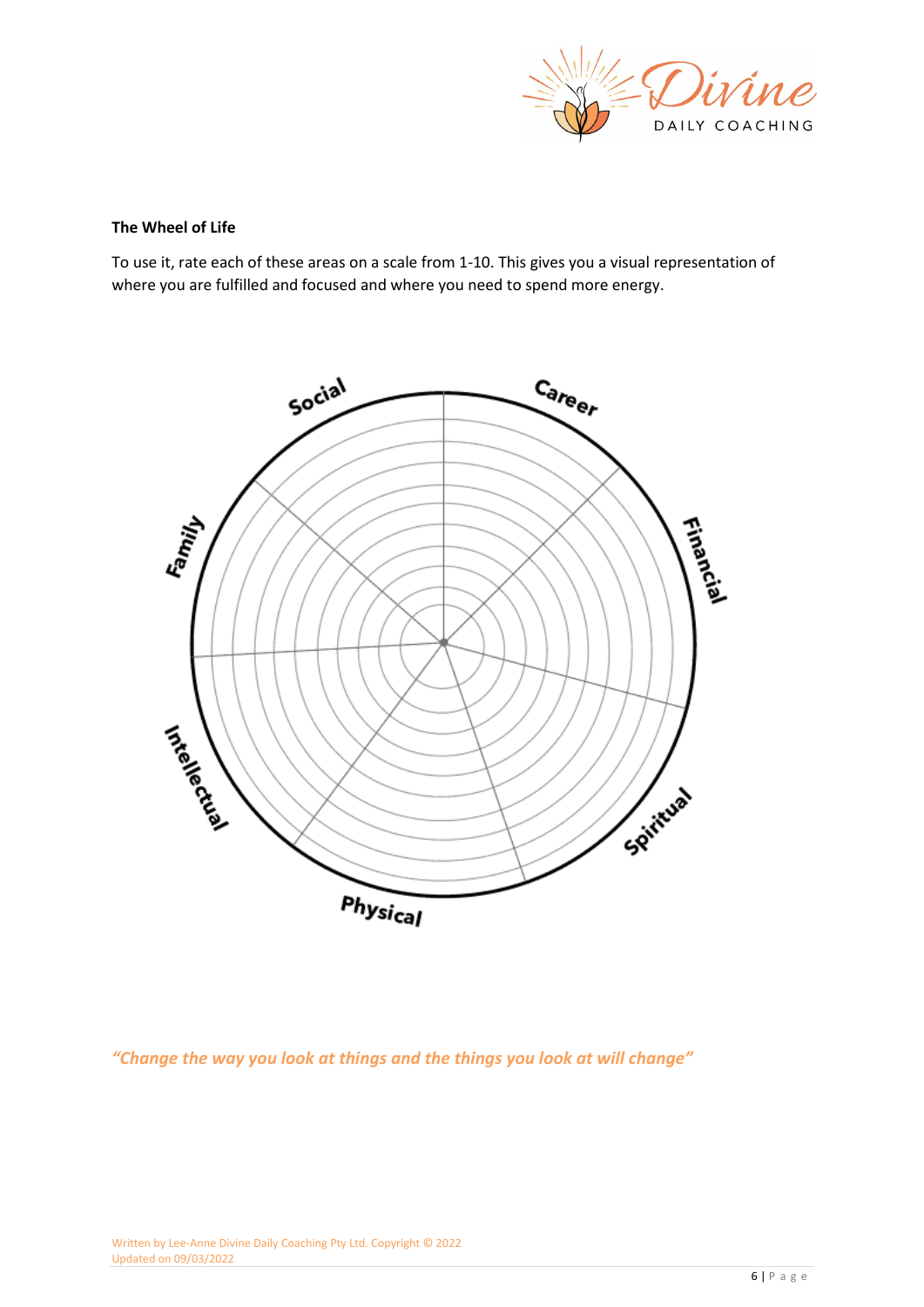**The Wheel of Life**

To use it, rate each of these areas on a scale from 1-10. This gives you a visual representation of where you are fulfilled and focused and where you need to spend more energy.

Social

Career

Financial

Spiritual

Physical

Intellectual

Family

*"Change the way you look at things and the things you look at will change"*

Written by Lee-Anne Divine Daily Coaching Pty Ltd. Copyright © 2022
Updated on 09/03/2022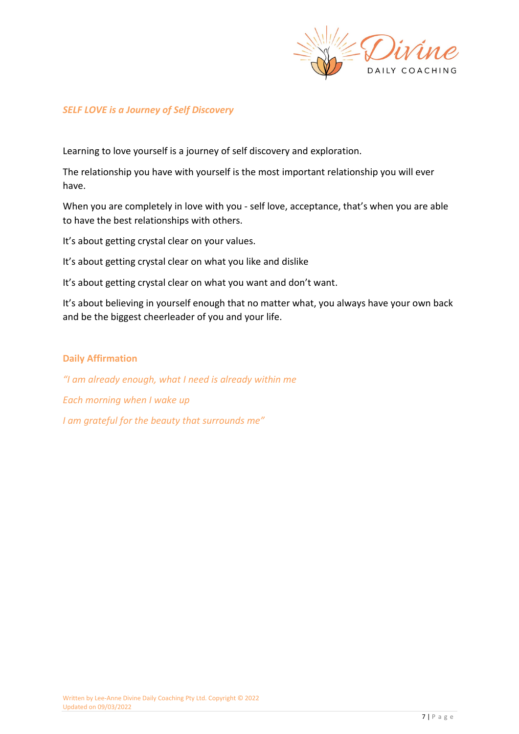## *SELF LOVE is a Journey of Self Discovery*

Learning to love yourself is a journey of self discovery and exploration.

The relationship you have with yourself is the most important relationship you will ever have.

When you are completely in love with you - self love, acceptance, that's when you are able to have the best relationships with others.

It's about getting crystal clear on your values.

It's about getting crystal clear on what you like and dislike

It's about getting crystal clear on what you want and don't want.

It's about believing in yourself enough that no matter what, you always have your own back and be the biggest cheerleader of you and your life.

**Daily Affirmation**

*"I am already enough, what I need is already within me*

*Each morning when I wake up*

*I am grateful for the beauty that surrounds me"*

Written by Lee-Anne Divine Daily Coaching Pty Ltd. Copyright © 2022
Updated on 09/03/2022